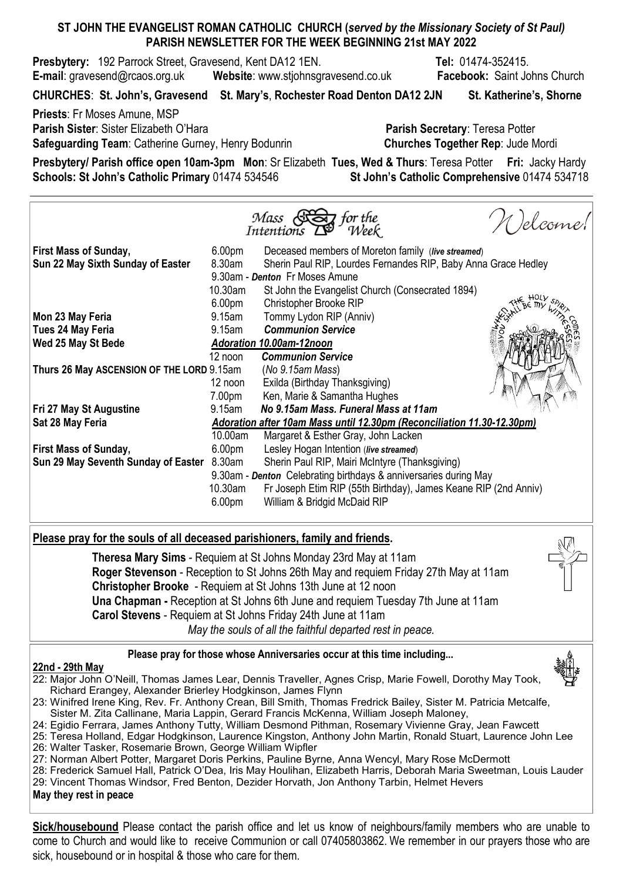# ST JOHN THE EVANGELIST ROMAN CATHOLIC CHURCH (*served by the Missionary Society of St Paul*)
## PARISH NEWSLETTER FOR THE WEEK BEGINNING 21st MAY 2022

**Presbytery:** 192 Parrock Street, Gravesend, Kent DA12 1EN. **Tel:** 01474-352415.
**E-mail**: gravesend@rcaos.org.uk **Website**: www.stjohnsgravesend.co.uk **Facebook:** Saint Johns Church

**CHURCHES**: **St. John's, Gravesend** **St. Mary's**, **Rochester Road Denton DA12 2JN** **St. Katherine's, Shorne**

**Priests**: Fr Moses Amune, MSP
**Parish Sister**: Sister Elizabeth O'Hara **Parish Secretary**: Teresa Potter
**Safeguarding Team**: Catherine Gurney, Henry Bodunrin **Churches Together Rep**: Jude Mordi

**Presbytery/ Parish office open 10am-3pm Mon**: Sr Elizabeth **Tues, Wed & Thurs**: Teresa Potter **Fri:** Jacky Hardy
**Schools: St John's Catholic Primary** 01474 534546 **St John's Catholic Comprehensive** 01474 534718

## Mass Intentions for the Week — Welcome!

| | | |
|---|---|---|
| **First Mass of Sunday,** | 6.00pm | Deceased members of Moreton family (*live streamed*) |
| **Sun 22 May Sixth Sunday of Easter** | 8.30am | Sherin Paul RIP, Lourdes Fernandes RIP, Baby Anna Grace Hedley |
| | 9.30am - ***Denton*** | Fr Moses Amune |
| | 10.30am | St John the Evangelist Church (Consecrated 1894) |
| | 6.00pm | Christopher Brooke RIP |
| **Mon 23 May Feria** | 9.15am | Tommy Lydon RIP (Anniv) |
| **Tues 24 May Feria** | 9.15am | ***Communion Service*** |
| **Wed 25 May St Bede** | ***Adoration 10.00am-12noon*** | |
| | 12 noon | ***Communion Service*** |
| **Thurs 26 May ASCENSION OF THE LORD** | 9.15am | (*No 9.15am Mass*) |
| | 12 noon | Exilda (Birthday Thanksgiving) |
| | 7.00pm | Ken, Marie & Samantha Hughes |
| **Fri 27 May St Augustine** | 9.15am | ***No 9.15am Mass. Funeral Mass at 11am*** |
| **Sat 28 May Feria** | ***Adoration after 10am Mass until 12.30pm (Reconciliation 11.30-12.30pm)*** | |
| | 10.00am | Margaret & Esther Gray, John Lacken |
| **First Mass of Sunday,** | 6.00pm | Lesley Hogan Intention (*live streamed*) |
| **Sun 29 May Seventh Sunday of Easter** | 8.30am | Sherin Paul RIP, Mairi McIntyre (Thanksgiving) |
| | 9.30am - ***Denton*** | Celebrating birthdays & anniversaries during May |
| | 10.30am | Fr Joseph Etim RIP (55th Birthday), James Keane RIP (2nd Anniv) |
| | 6.00pm | William & Bridgid McDaid RIP |

**Please pray for the souls of all deceased parishioners, family and friends.**

**Theresa Mary Sims** - Requiem at St Johns Monday 23rd May at 11am
**Roger Stevenson** - Reception to St Johns 26th May and requiem Friday 27th May at 11am
**Christopher Brooke** - Requiem at St Johns 13th June at 12 noon
**Una Chapman -** Reception at St Johns 6th June and requiem Tuesday 7th June at 11am
**Carol Stevens** - Requiem at St Johns Friday 24th June at 11am
*May the souls of all the faithful departed rest in peace.*

**Please pray for those whose Anniversaries occur at this time including...**

**22nd - 29th May**

22: Major John O'Neill, Thomas James Lear, Dennis Traveller, Agnes Crisp, Marie Fowell, Dorothy May Took, Richard Erangey, Alexander Brierley Hodgkinson, James Flynn
23: Winifred Irene King, Rev. Fr. Anthony Crean, Bill Smith, Thomas Fredrick Bailey, Sister M. Patricia Metcalfe, Sister M. Zita Callinane, Maria Lappin, Gerard Francis McKenna, William Joseph Maloney,
24: Egidio Ferrara, James Anthony Tutty, William Desmond Pithman, Rosemary Vivienne Gray, Jean Fawcett
25: Teresa Holland, Edgar Hodgkinson, Laurence Kingston, Anthony John Martin, Ronald Stuart, Laurence John Lee
26: Walter Tasker, Rosemarie Brown, George William Wipfler
27: Norman Albert Potter, Margaret Doris Perkins, Pauline Byrne, Anna Wencyl, Mary Rose McDermott
28: Frederick Samuel Hall, Patrick O'Dea, Iris May Houlihan, Elizabeth Harris, Deborah Maria Sweetman, Louis Lauder
29: Vincent Thomas Windsor, Fred Benton, Dezider Horvath, Jon Anthony Tarbin, Helmet Hevers

**May they rest in peace**

**Sick/housebound** Please contact the parish office and let us know of neighbours/family members who are unable to come to Church and would like to receive Communion or call 07405803862. We remember in our prayers those who are sick, housebound or in hospital & those who care for them.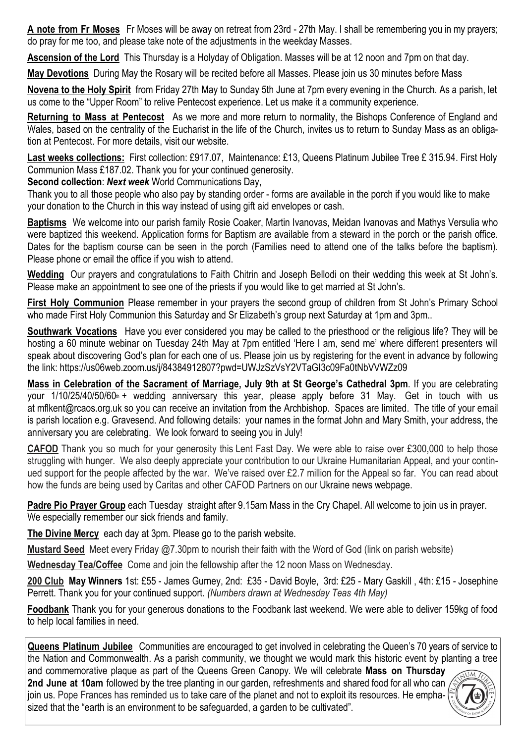**A note from Fr Moses** Fr Moses will be away on retreat from 23rd - 27th May. I shall be remembering you in my prayers; do pray for me too, and please take note of the adjustments in the weekday Masses.

**Ascension of the Lord** This Thursday is a Holyday of Obligation. Masses will be at 12 noon and 7pm on that day.

**May Devotions** During May the Rosary will be recited before all Masses. Please join us 30 minutes before Mass

**Novena to the Holy Spirit** from Friday 27th May to Sunday 5th June at 7pm every evening in the Church. As a parish, let us come to the "Upper Room" to relive Pentecost experience. Let us make it a community experience.

**Returning to Mass at Pentecost** As we more and more return to normality, the Bishops Conference of England and Wales, based on the centrality of the Eucharist in the life of the Church, invites us to return to Sunday Mass as an obligation at Pentecost. For more details, visit our website.

**Last weeks collections:** First collection: £917.07, Maintenance: £13, Queens Platinum Jubilee Tree £ 315.94. First Holy Communion Mass £187.02. Thank you for your continued generosity.

**Second collection**: ***Next week*** World Communications Day,

Thank you to all those people who also pay by standing order - forms are available in the porch if you would like to make your donation to the Church in this way instead of using gift aid envelopes or cash.

**Baptisms** We welcome into our parish family Rosie Coaker, Martin Ivanovas, Meidan Ivanovas and Mathys Versulia who were baptized this weekend. Application forms for Baptism are available from a steward in the porch or the parish office. Dates for the baptism course can be seen in the porch (Families need to attend one of the talks before the baptism). Please phone or email the office if you wish to attend.

**Wedding** Our prayers and congratulations to Faith Chitrin and Joseph Bellodi on their wedding this week at St John's. Please make an appointment to see one of the priests if you would like to get married at St John's.

**First Holy Communion** Please remember in your prayers the second group of children from St John's Primary School who made First Holy Communion this Saturday and Sr Elizabeth's group next Saturday at 1pm and 3pm..

**Southwark Vocations** Have you ever considered you may be called to the priesthood or the religious life? They will be hosting a 60 minute webinar on Tuesday 24th May at 7pm entitled 'Here I am, send me' where different presenters will speak about discovering God's plan for each one of us. Please join us by registering for the event in advance by following the link: https://us06web.zoom.us/j/84384912807?pwd=UWJzSzVsY2VTaGI3c09Fa0tNbVVWZz09

**Mass in Celebration of the Sacrament of Marriage, July 9th at St George's Cathedral 3pm**. If you are celebrating your 1/10/25/40/50/60th + wedding anniversary this year, please apply before 31 May. Get in touch with us at mflkent@rcaos.org.uk so you can receive an invitation from the Archbishop. Spaces are limited. The title of your email is parish location e.g. Gravesend. And following details: your names in the format John and Mary Smith, your address, the anniversary you are celebrating. We look forward to seeing you in July!

**CAFOD** Thank you so much for your generosity this Lent Fast Day. We were able to raise over £300,000 to help those struggling with hunger. We also deeply appreciate your contribution to our Ukraine Humanitarian Appeal, and your continued support for the people affected by the war. We've raised over £2.7 million for the Appeal so far. You can read about how the funds are being used by Caritas and other CAFOD Partners on our Ukraine news webpage.

**Padre Pio Prayer Group** each Tuesday straight after 9.15am Mass in the Cry Chapel. All welcome to join us in prayer. We especially remember our sick friends and family.

**The Divine Mercy** each day at 3pm. Please go to the parish website.

**Mustard Seed** Meet every Friday @7.30pm to nourish their faith with the Word of God (link on parish website)

**Wednesday Tea/Coffee** Come and join the fellowship after the 12 noon Mass on Wednesday.

**200 Club May Winners** 1st: £55 - James Gurney, 2nd: £35 - David Boyle, 3rd: £25 - Mary Gaskill , 4th: £15 - Josephine Perrett. Thank you for your continued support. *(Numbers drawn at Wednesday Teas 4th May)*

**Foodbank** Thank you for your generous donations to the Foodbank last weekend. We were able to deliver 159kg of food to help local families in need.

**Queens Platinum Jubilee** Communities are encouraged to get involved in celebrating the Queen's 70 years of service to the Nation and Commonwealth. As a parish community, we thought we would mark this historic event by planting a tree and commemorative plaque as part of the Queens Green Canopy. We will celebrate **Mass on Thursday 2nd June at 10am** followed by the tree planting in our garden, refreshments and shared food for all who can join us. Pope Frances has reminded us to take care of the planet and not to exploit its resources. He emphasized that the "earth is an environment to be safeguarded, a garden to be cultivated".